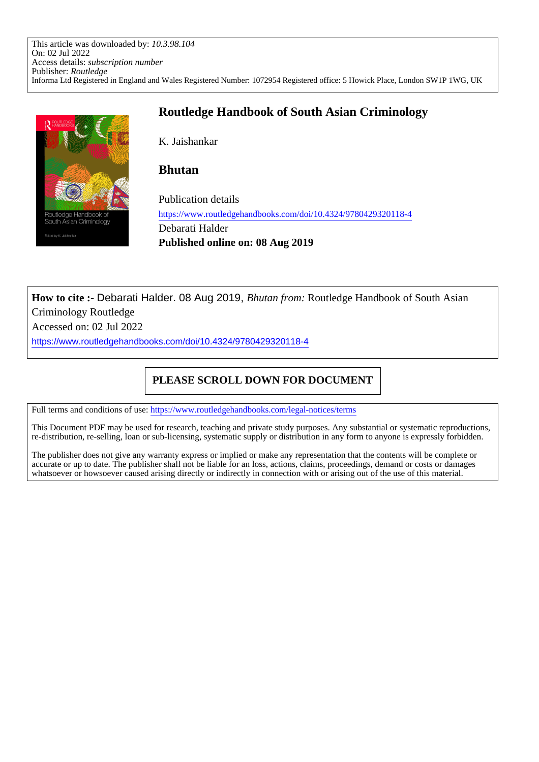This article was downloaded by: *10.3.98.104*
On: 02 Jul 2022
Access details: *subscription number*
Publisher: *Routledge*
Informa Ltd Registered in England and Wales Registered Number: 1072954 Registered office: 5 Howick Place, London SW1P 1WG, UK

# Routledge Handbook of South Asian Criminology

K. Jaishankar

## Bhutan

Publication details
https://www.routledgehandbooks.com/doi/10.4324/9780429320118-4
Debarati Halder
**Published online on: 08 Aug 2019**

**How to cite :-** Debarati Halder. 08 Aug 2019, *Bhutan from:* Routledge Handbook of South Asian Criminology Routledge
Accessed on: 02 Jul 2022
https://www.routledgehandbooks.com/doi/10.4324/9780429320118-4

**PLEASE SCROLL DOWN FOR DOCUMENT**

Full terms and conditions of use: https://www.routledgehandbooks.com/legal-notices/terms

This Document PDF may be used for research, teaching and private study purposes. Any substantial or systematic reproductions, re-distribution, re-selling, loan or sub-licensing, systematic supply or distribution in any form to anyone is expressly forbidden.

The publisher does not give any warranty express or implied or make any representation that the contents will be complete or accurate or up to date. The publisher shall not be liable for an loss, actions, claims, proceedings, demand or costs or damages whatsoever or howsoever caused arising directly or indirectly in connection with or arising out of the use of this material.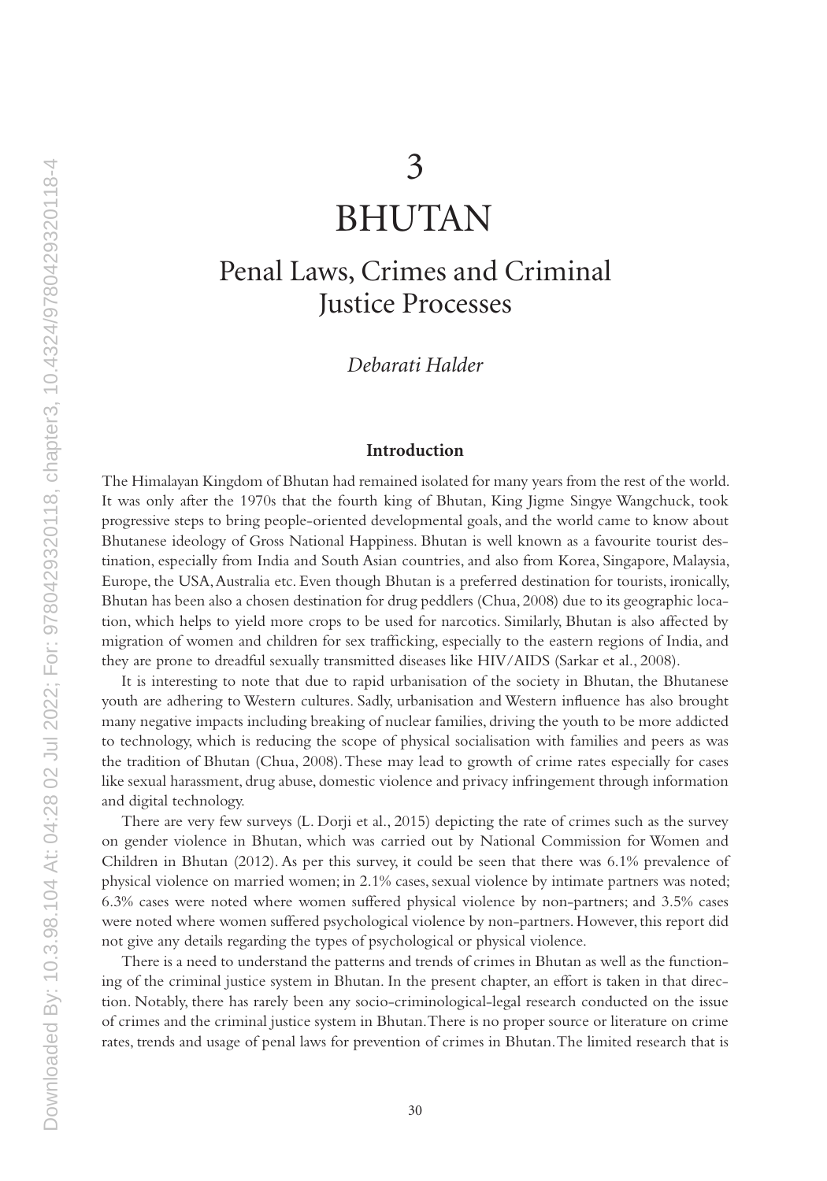# 3

# BHUTAN

## Penal Laws, Crimes and Criminal Justice Processes

*Debarati Halder*

### Introduction

The Himalayan Kingdom of Bhutan had remained isolated for many years from the rest of the world. It was only after the 1970s that the fourth king of Bhutan, King Jigme Singye Wangchuck, took progressive steps to bring people-oriented developmental goals, and the world came to know about Bhutanese ideology of Gross National Happiness. Bhutan is well known as a favourite tourist destination, especially from India and South Asian countries, and also from Korea, Singapore, Malaysia, Europe, the USA, Australia etc. Even though Bhutan is a preferred destination for tourists, ironically, Bhutan has been also a chosen destination for drug peddlers (Chua, 2008) due to its geographic location, which helps to yield more crops to be used for narcotics. Similarly, Bhutan is also affected by migration of women and children for sex trafficking, especially to the eastern regions of India, and they are prone to dreadful sexually transmitted diseases like HIV/AIDS (Sarkar et al., 2008).

It is interesting to note that due to rapid urbanisation of the society in Bhutan, the Bhutanese youth are adhering to Western cultures. Sadly, urbanisation and Western influence has also brought many negative impacts including breaking of nuclear families, driving the youth to be more addicted to technology, which is reducing the scope of physical socialisation with families and peers as was the tradition of Bhutan (Chua, 2008). These may lead to growth of crime rates especially for cases like sexual harassment, drug abuse, domestic violence and privacy infringement through information and digital technology.

There are very few surveys (L. Dorji et al., 2015) depicting the rate of crimes such as the survey on gender violence in Bhutan, which was carried out by National Commission for Women and Children in Bhutan (2012). As per this survey, it could be seen that there was 6.1% prevalence of physical violence on married women; in 2.1% cases, sexual violence by intimate partners was noted; 6.3% cases were noted where women suffered physical violence by non-partners; and 3.5% cases were noted where women suffered psychological violence by non-partners. However, this report did not give any details regarding the types of psychological or physical violence.

There is a need to understand the patterns and trends of crimes in Bhutan as well as the functioning of the criminal justice system in Bhutan. In the present chapter, an effort is taken in that direction. Notably, there has rarely been any socio-criminological-legal research conducted on the issue of crimes and the criminal justice system in Bhutan. There is no proper source or literature on crime rates, trends and usage of penal laws for prevention of crimes in Bhutan. The limited research that is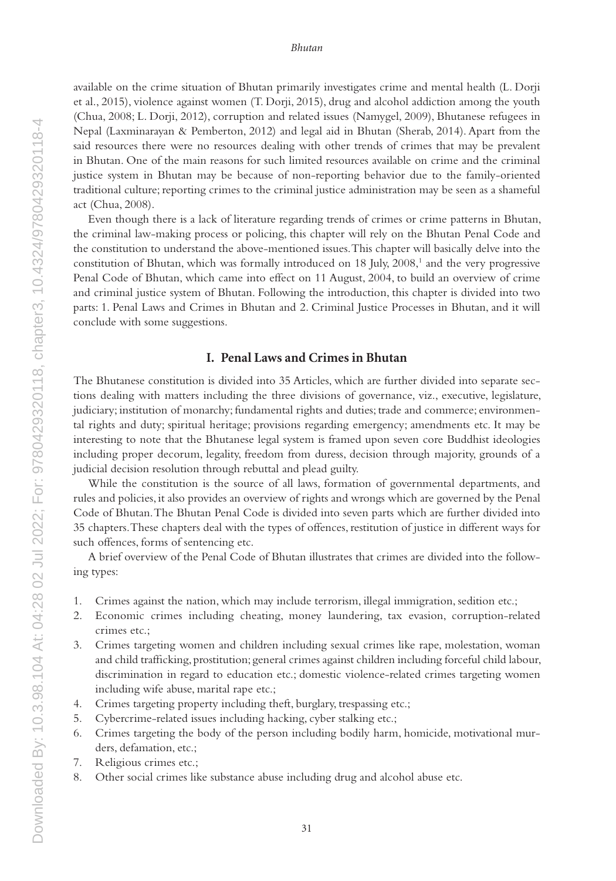available on the crime situation of Bhutan primarily investigates crime and mental health (L. Dorji et al., 2015), violence against women (T. Dorji, 2015), drug and alcohol addiction among the youth (Chua, 2008; L. Dorji, 2012), corruption and related issues (Namygel, 2009), Bhutanese refugees in Nepal (Laxminarayan & Pemberton, 2012) and legal aid in Bhutan (Sherab, 2014). Apart from the said resources there were no resources dealing with other trends of crimes that may be prevalent in Bhutan. One of the main reasons for such limited resources available on crime and the criminal justice system in Bhutan may be because of non-reporting behavior due to the family-oriented traditional culture; reporting crimes to the criminal justice administration may be seen as a shameful act (Chua, 2008).

Even though there is a lack of literature regarding trends of crimes or crime patterns in Bhutan, the criminal law-making process or policing, this chapter will rely on the Bhutan Penal Code and the constitution to understand the above-mentioned issues. This chapter will basically delve into the constitution of Bhutan, which was formally introduced on 18 July, 2008,[1] and the very progressive Penal Code of Bhutan, which came into effect on 11 August, 2004, to build an overview of crime and criminal justice system of Bhutan. Following the introduction, this chapter is divided into two parts: 1. Penal Laws and Crimes in Bhutan and 2. Criminal Justice Processes in Bhutan, and it will conclude with some suggestions.

## I. Penal Laws and Crimes in Bhutan

The Bhutanese constitution is divided into 35 Articles, which are further divided into separate sections dealing with matters including the three divisions of governance, viz., executive, legislature, judiciary; institution of monarchy; fundamental rights and duties; trade and commerce; environmental rights and duty; spiritual heritage; provisions regarding emergency; amendments etc. It may be interesting to note that the Bhutanese legal system is framed upon seven core Buddhist ideologies including proper decorum, legality, freedom from duress, decision through majority, grounds of a judicial decision resolution through rebuttal and plead guilty.

While the constitution is the source of all laws, formation of governmental departments, and rules and policies, it also provides an overview of rights and wrongs which are governed by the Penal Code of Bhutan. The Bhutan Penal Code is divided into seven parts which are further divided into 35 chapters. These chapters deal with the types of offences, restitution of justice in different ways for such offences, forms of sentencing etc.

A brief overview of the Penal Code of Bhutan illustrates that crimes are divided into the following types:

1. Crimes against the nation, which may include terrorism, illegal immigration, sedition etc.;
2. Economic crimes including cheating, money laundering, tax evasion, corruption-related crimes etc.;
3. Crimes targeting women and children including sexual crimes like rape, molestation, woman and child trafficking, prostitution; general crimes against children including forceful child labour, discrimination in regard to education etc.; domestic violence-related crimes targeting women including wife abuse, marital rape etc.;
4. Crimes targeting property including theft, burglary, trespassing etc.;
5. Cybercrime-related issues including hacking, cyber stalking etc.;
6. Crimes targeting the body of the person including bodily harm, homicide, motivational murders, defamation, etc.;
7. Religious crimes etc.;
8. Other social crimes like substance abuse including drug and alcohol abuse etc.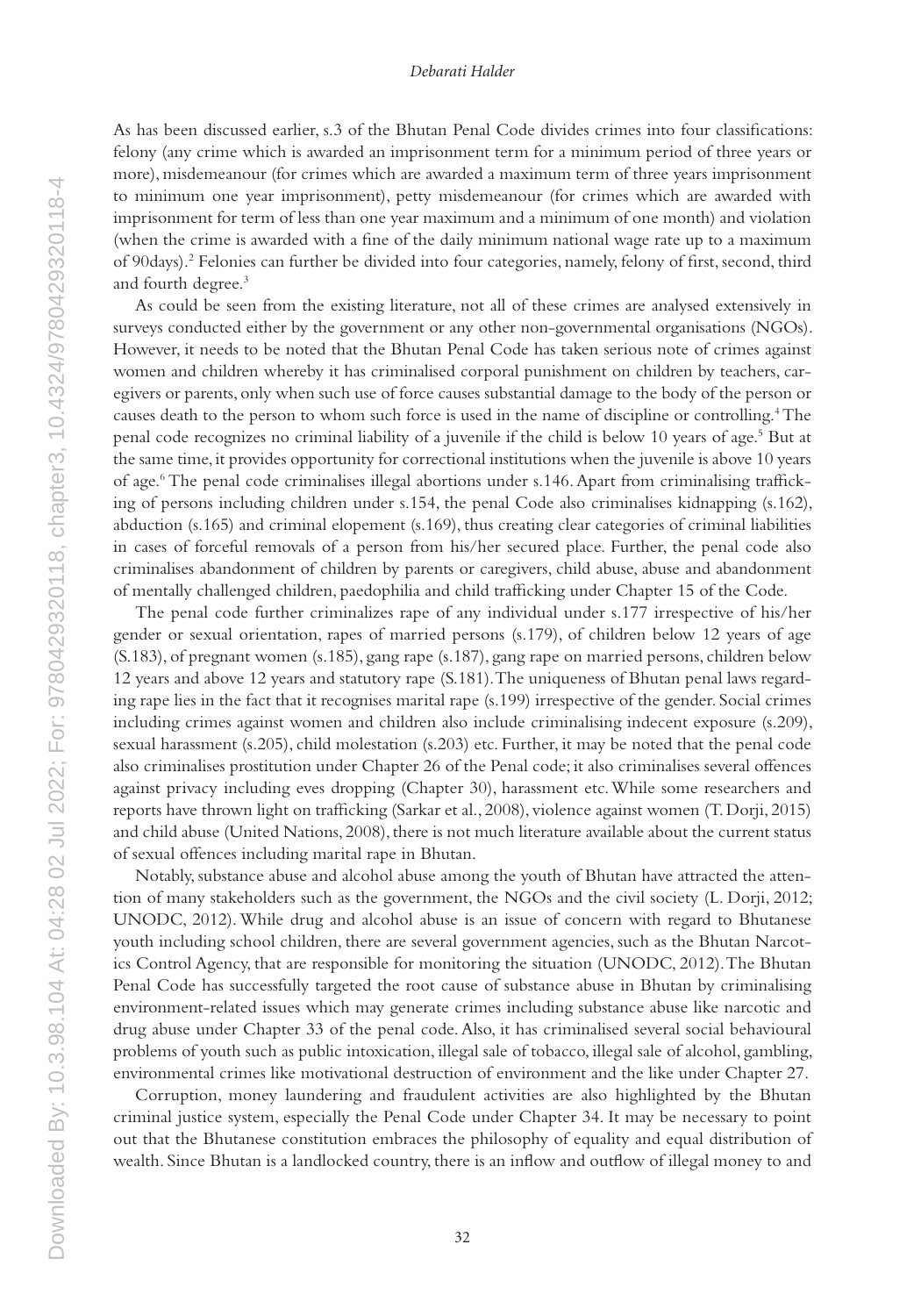As has been discussed earlier, s.3 of the Bhutan Penal Code divides crimes into four classifications: felony (any crime which is awarded an imprisonment term for a minimum period of three years or more), misdemeanour (for crimes which are awarded a maximum term of three years imprisonment to minimum one year imprisonment), petty misdemeanour (for crimes which are awarded with imprisonment for term of less than one year maximum and a minimum of one month) and violation (when the crime is awarded with a fine of the daily minimum national wage rate up to a maximum of 90days).[2] Felonies can further be divided into four categories, namely, felony of first, second, third and fourth degree.[3]

As could be seen from the existing literature, not all of these crimes are analysed extensively in surveys conducted either by the government or any other non-governmental organisations (NGOs). However, it needs to be noted that the Bhutan Penal Code has taken serious note of crimes against women and children whereby it has criminalised corporal punishment on children by teachers, caregivers or parents, only when such use of force causes substantial damage to the body of the person or causes death to the person to whom such force is used in the name of discipline or controlling.[4] The penal code recognizes no criminal liability of a juvenile if the child is below 10 years of age.[5] But at the same time, it provides opportunity for correctional institutions when the juvenile is above 10 years of age.[6] The penal code criminalises illegal abortions under s.146. Apart from criminalising trafficking of persons including children under s.154, the penal Code also criminalises kidnapping (s.162), abduction (s.165) and criminal elopement (s.169), thus creating clear categories of criminal liabilities in cases of forceful removals of a person from his/her secured place. Further, the penal code also criminalises abandonment of children by parents or caregivers, child abuse, abuse and abandonment of mentally challenged children, paedophilia and child trafficking under Chapter 15 of the Code.

The penal code further criminalizes rape of any individual under s.177 irrespective of his/her gender or sexual orientation, rapes of married persons (s.179), of children below 12 years of age (S.183), of pregnant women (s.185), gang rape (s.187), gang rape on married persons, children below 12 years and above 12 years and statutory rape (S.181). The uniqueness of Bhutan penal laws regarding rape lies in the fact that it recognises marital rape (s.199) irrespective of the gender. Social crimes including crimes against women and children also include criminalising indecent exposure (s.209), sexual harassment (s.205), child molestation (s.203) etc. Further, it may be noted that the penal code also criminalises prostitution under Chapter 26 of the Penal code; it also criminalises several offences against privacy including eves dropping (Chapter 30), harassment etc. While some researchers and reports have thrown light on trafficking (Sarkar et al., 2008), violence against women (T. Dorji, 2015) and child abuse (United Nations, 2008), there is not much literature available about the current status of sexual offences including marital rape in Bhutan.

Notably, substance abuse and alcohol abuse among the youth of Bhutan have attracted the attention of many stakeholders such as the government, the NGOs and the civil society (L. Dorji, 2012; UNODC, 2012). While drug and alcohol abuse is an issue of concern with regard to Bhutanese youth including school children, there are several government agencies, such as the Bhutan Narcotics Control Agency, that are responsible for monitoring the situation (UNODC, 2012). The Bhutan Penal Code has successfully targeted the root cause of substance abuse in Bhutan by criminalising environment-related issues which may generate crimes including substance abuse like narcotic and drug abuse under Chapter 33 of the penal code. Also, it has criminalised several social behavioural problems of youth such as public intoxication, illegal sale of tobacco, illegal sale of alcohol, gambling, environmental crimes like motivational destruction of environment and the like under Chapter 27.

Corruption, money laundering and fraudulent activities are also highlighted by the Bhutan criminal justice system, especially the Penal Code under Chapter 34. It may be necessary to point out that the Bhutanese constitution embraces the philosophy of equality and equal distribution of wealth. Since Bhutan is a landlocked country, there is an inflow and outflow of illegal money to and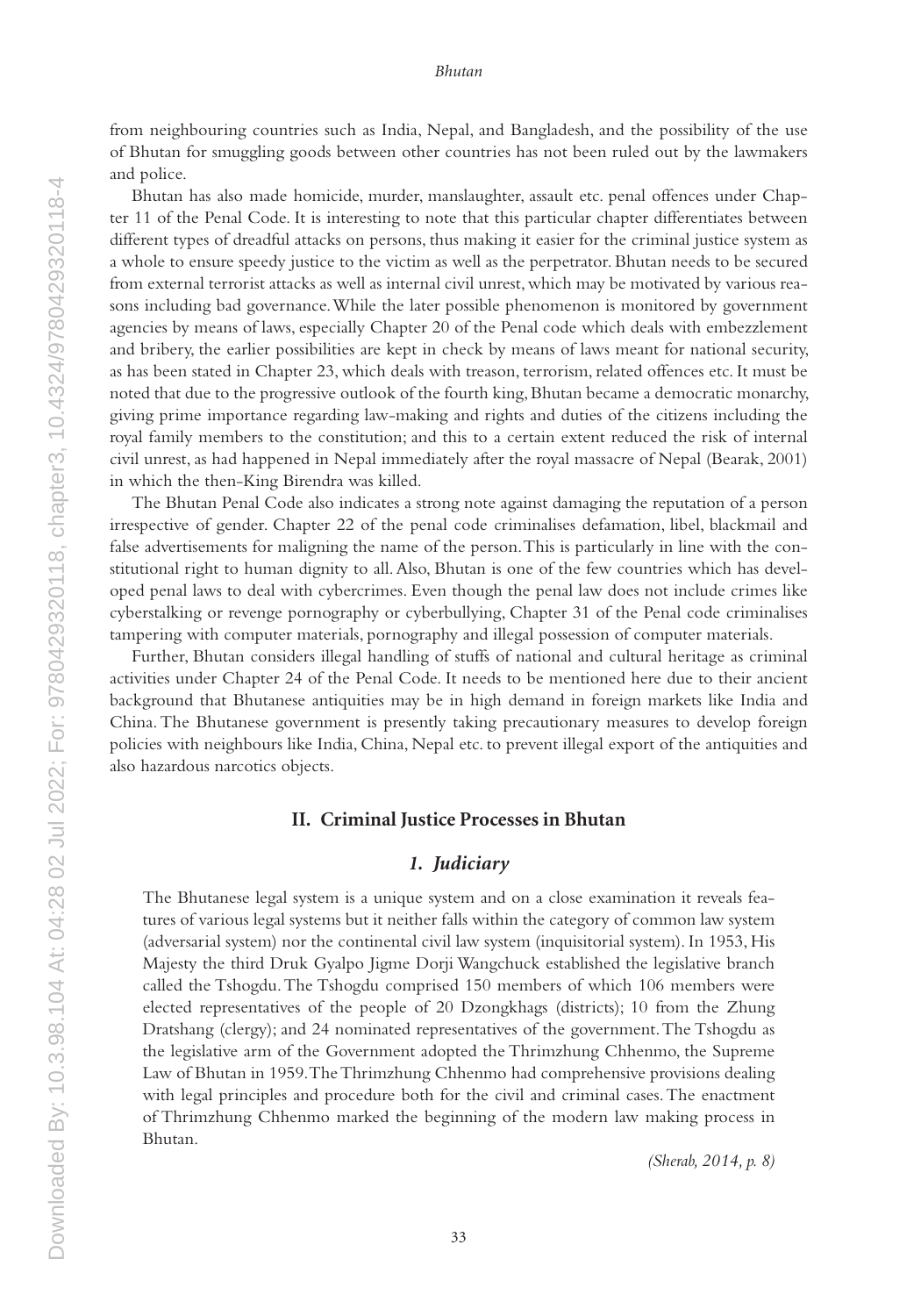from neighbouring countries such as India, Nepal, and Bangladesh, and the possibility of the use of Bhutan for smuggling goods between other countries has not been ruled out by the lawmakers and police.

Bhutan has also made homicide, murder, manslaughter, assault etc. penal offences under Chapter 11 of the Penal Code. It is interesting to note that this particular chapter differentiates between different types of dreadful attacks on persons, thus making it easier for the criminal justice system as a whole to ensure speedy justice to the victim as well as the perpetrator. Bhutan needs to be secured from external terrorist attacks as well as internal civil unrest, which may be motivated by various reasons including bad governance. While the later possible phenomenon is monitored by government agencies by means of laws, especially Chapter 20 of the Penal code which deals with embezzlement and bribery, the earlier possibilities are kept in check by means of laws meant for national security, as has been stated in Chapter 23, which deals with treason, terrorism, related offences etc. It must be noted that due to the progressive outlook of the fourth king, Bhutan became a democratic monarchy, giving prime importance regarding law-making and rights and duties of the citizens including the royal family members to the constitution; and this to a certain extent reduced the risk of internal civil unrest, as had happened in Nepal immediately after the royal massacre of Nepal (Bearak, 2001) in which the then-King Birendra was killed.

The Bhutan Penal Code also indicates a strong note against damaging the reputation of a person irrespective of gender. Chapter 22 of the penal code criminalises defamation, libel, blackmail and false advertisements for maligning the name of the person. This is particularly in line with the constitutional right to human dignity to all. Also, Bhutan is one of the few countries which has developed penal laws to deal with cybercrimes. Even though the penal law does not include crimes like cyberstalking or revenge pornography or cyberbullying, Chapter 31 of the Penal code criminalises tampering with computer materials, pornography and illegal possession of computer materials.

Further, Bhutan considers illegal handling of stuffs of national and cultural heritage as criminal activities under Chapter 24 of the Penal Code. It needs to be mentioned here due to their ancient background that Bhutanese antiquities may be in high demand in foreign markets like India and China. The Bhutanese government is presently taking precautionary measures to develop foreign policies with neighbours like India, China, Nepal etc. to prevent illegal export of the antiquities and also hazardous narcotics objects.

## II. Criminal Justice Processes in Bhutan

### *1. Judiciary*

> The Bhutanese legal system is a unique system and on a close examination it reveals features of various legal systems but it neither falls within the category of common law system (adversarial system) nor the continental civil law system (inquisitorial system). In 1953, His Majesty the third Druk Gyalpo Jigme Dorji Wangchuck established the legislative branch called the Tshogdu. The Tshogdu comprised 150 members of which 106 members were elected representatives of the people of 20 Dzongkhags (districts); 10 from the Zhung Dratshang (clergy); and 24 nominated representatives of the government. The Tshogdu as the legislative arm of the Government adopted the Thrimzhung Chhenmo, the Supreme Law of Bhutan in 1959. The Thrimzhung Chhenmo had comprehensive provisions dealing with legal principles and procedure both for the civil and criminal cases. The enactment of Thrimzhung Chhenmo marked the beginning of the modern law making process in Bhutan.
>
> *(Sherab, 2014, p. 8)*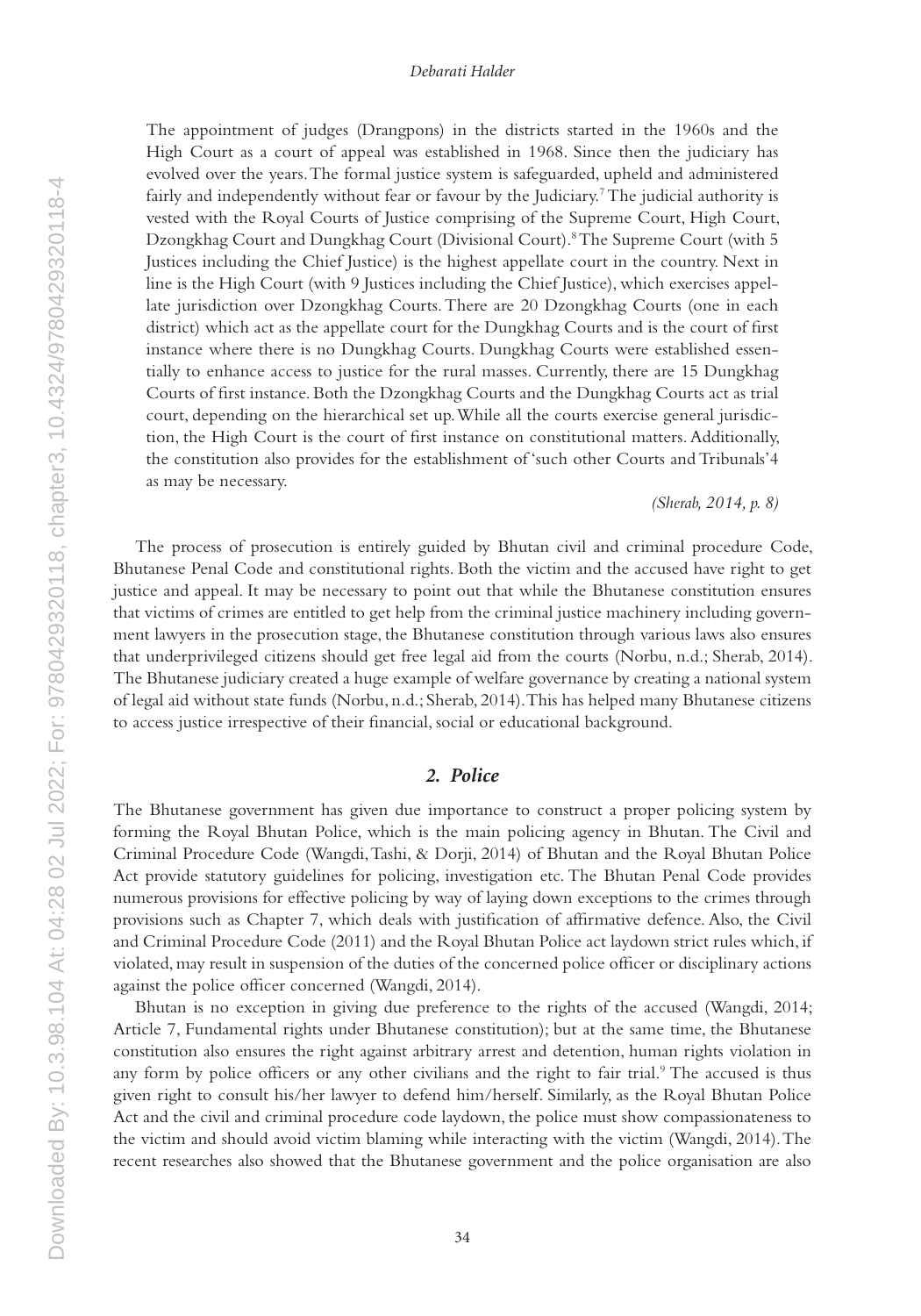> The appointment of judges (Drangpons) in the districts started in the 1960s and the High Court as a court of appeal was established in 1968. Since then the judiciary has evolved over the years. The formal justice system is safeguarded, upheld and administered fairly and independently without fear or favour by the Judiciary.[7] The judicial authority is vested with the Royal Courts of Justice comprising of the Supreme Court, High Court, Dzongkhag Court and Dungkhag Court (Divisional Court).[8] The Supreme Court (with 5 Justices including the Chief Justice) is the highest appellate court in the country. Next in line is the High Court (with 9 Justices including the Chief Justice), which exercises appellate jurisdiction over Dzongkhag Courts. There are 20 Dzongkhag Courts (one in each district) which act as the appellate court for the Dungkhag Courts and is the court of first instance where there is no Dungkhag Courts. Dungkhag Courts were established essentially to enhance access to justice for the rural masses. Currently, there are 15 Dungkhag Courts of first instance. Both the Dzongkhag Courts and the Dungkhag Courts act as trial court, depending on the hierarchical set up. While all the courts exercise general jurisdiction, the High Court is the court of first instance on constitutional matters. Additionally, the constitution also provides for the establishment of 'such other Courts and Tribunals'4 as may be necessary.
>
> *(Sherab, 2014, p. 8)*

The process of prosecution is entirely guided by Bhutan civil and criminal procedure Code, Bhutanese Penal Code and constitutional rights. Both the victim and the accused have right to get justice and appeal. It may be necessary to point out that while the Bhutanese constitution ensures that victims of crimes are entitled to get help from the criminal justice machinery including government lawyers in the prosecution stage, the Bhutanese constitution through various laws also ensures that underprivileged citizens should get free legal aid from the courts (Norbu, n.d.; Sherab, 2014). The Bhutanese judiciary created a huge example of welfare governance by creating a national system of legal aid without state funds (Norbu, n.d.; Sherab, 2014). This has helped many Bhutanese citizens to access justice irrespective of their financial, social or educational background.

## 2. Police

The Bhutanese government has given due importance to construct a proper policing system by forming the Royal Bhutan Police, which is the main policing agency in Bhutan. The Civil and Criminal Procedure Code (Wangdi, Tashi, & Dorji, 2014) of Bhutan and the Royal Bhutan Police Act provide statutory guidelines for policing, investigation etc. The Bhutan Penal Code provides numerous provisions for effective policing by way of laying down exceptions to the crimes through provisions such as Chapter 7, which deals with justification of affirmative defence. Also, the Civil and Criminal Procedure Code (2011) and the Royal Bhutan Police act laydown strict rules which, if violated, may result in suspension of the duties of the concerned police officer or disciplinary actions against the police officer concerned (Wangdi, 2014).

Bhutan is no exception in giving due preference to the rights of the accused (Wangdi, 2014; Article 7, Fundamental rights under Bhutanese constitution); but at the same time, the Bhutanese constitution also ensures the right against arbitrary arrest and detention, human rights violation in any form by police officers or any other civilians and the right to fair trial.[9] The accused is thus given right to consult his/her lawyer to defend him/herself. Similarly, as the Royal Bhutan Police Act and the civil and criminal procedure code laydown, the police must show compassionateness to the victim and should avoid victim blaming while interacting with the victim (Wangdi, 2014). The recent researches also showed that the Bhutanese government and the police organisation are also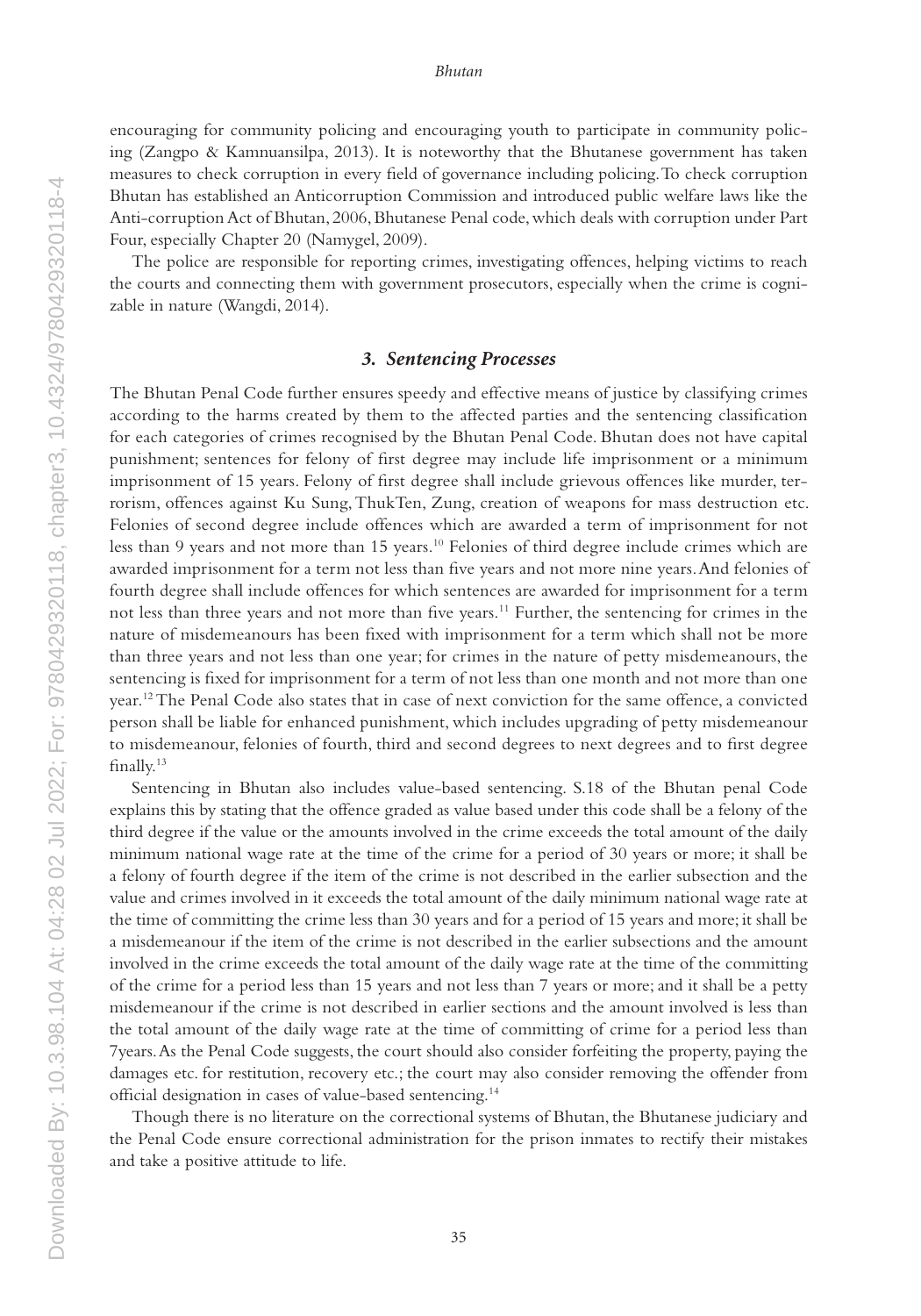encouraging for community policing and encouraging youth to participate in community policing (Zangpo & Kamnuansilpa, 2013). It is noteworthy that the Bhutanese government has taken measures to check corruption in every field of governance including policing. To check corruption Bhutan has established an Anticorruption Commission and introduced public welfare laws like the Anti-corruption Act of Bhutan, 2006, Bhutanese Penal code, which deals with corruption under Part Four, especially Chapter 20 (Namygel, 2009).

The police are responsible for reporting crimes, investigating offences, helping victims to reach the courts and connecting them with government prosecutors, especially when the crime is cognizable in nature (Wangdi, 2014).

### *3. Sentencing Processes*

The Bhutan Penal Code further ensures speedy and effective means of justice by classifying crimes according to the harms created by them to the affected parties and the sentencing classification for each categories of crimes recognised by the Bhutan Penal Code. Bhutan does not have capital punishment; sentences for felony of first degree may include life imprisonment or a minimum imprisonment of 15 years. Felony of first degree shall include grievous offences like murder, terrorism, offences against Ku Sung, ThukTen, Zung, creation of weapons for mass destruction etc. Felonies of second degree include offences which are awarded a term of imprisonment for not less than 9 years and not more than 15 years.[10] Felonies of third degree include crimes which are awarded imprisonment for a term not less than five years and not more nine years. And felonies of fourth degree shall include offences for which sentences are awarded for imprisonment for a term not less than three years and not more than five years.[11] Further, the sentencing for crimes in the nature of misdemeanours has been fixed with imprisonment for a term which shall not be more than three years and not less than one year; for crimes in the nature of petty misdemeanours, the sentencing is fixed for imprisonment for a term of not less than one month and not more than one year.[12] The Penal Code also states that in case of next conviction for the same offence, a convicted person shall be liable for enhanced punishment, which includes upgrading of petty misdemeanour to misdemeanour, felonies of fourth, third and second degrees to next degrees and to first degree finally.[13]

Sentencing in Bhutan also includes value-based sentencing. S.18 of the Bhutan penal Code explains this by stating that the offence graded as value based under this code shall be a felony of the third degree if the value or the amounts involved in the crime exceeds the total amount of the daily minimum national wage rate at the time of the crime for a period of 30 years or more; it shall be a felony of fourth degree if the item of the crime is not described in the earlier subsection and the value and crimes involved in it exceeds the total amount of the daily minimum national wage rate at the time of committing the crime less than 30 years and for a period of 15 years and more; it shall be a misdemeanour if the item of the crime is not described in the earlier subsections and the amount involved in the crime exceeds the total amount of the daily wage rate at the time of the committing of the crime for a period less than 15 years and not less than 7 years or more; and it shall be a petty misdemeanour if the crime is not described in earlier sections and the amount involved is less than the total amount of the daily wage rate at the time of committing of crime for a period less than 7years. As the Penal Code suggests, the court should also consider forfeiting the property, paying the damages etc. for restitution, recovery etc.; the court may also consider removing the offender from official designation in cases of value-based sentencing.[14]

Though there is no literature on the correctional systems of Bhutan, the Bhutanese judiciary and the Penal Code ensure correctional administration for the prison inmates to rectify their mistakes and take a positive attitude to life.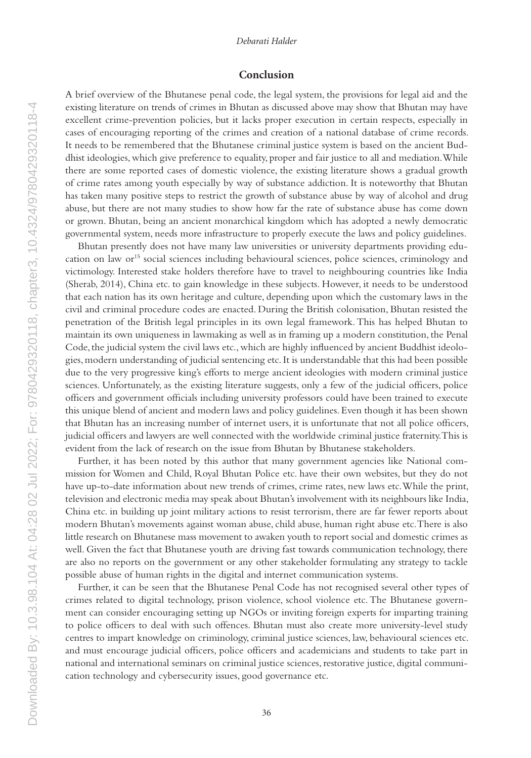## Conclusion

A brief overview of the Bhutanese penal code, the legal system, the provisions for legal aid and the existing literature on trends of crimes in Bhutan as discussed above may show that Bhutan may have excellent crime-prevention policies, but it lacks proper execution in certain respects, especially in cases of encouraging reporting of the crimes and creation of a national database of crime records. It needs to be remembered that the Bhutanese criminal justice system is based on the ancient Buddhist ideologies, which give preference to equality, proper and fair justice to all and mediation. While there are some reported cases of domestic violence, the existing literature shows a gradual growth of crime rates among youth especially by way of substance addiction. It is noteworthy that Bhutan has taken many positive steps to restrict the growth of substance abuse by way of alcohol and drug abuse, but there are not many studies to show how far the rate of substance abuse has come down or grown. Bhutan, being an ancient monarchical kingdom which has adopted a newly democratic governmental system, needs more infrastructure to properly execute the laws and policy guidelines.

Bhutan presently does not have many law universities or university departments providing education on law or[15] social sciences including behavioural sciences, police sciences, criminology and victimology. Interested stake holders therefore have to travel to neighbouring countries like India (Sherab, 2014), China etc. to gain knowledge in these subjects. However, it needs to be understood that each nation has its own heritage and culture, depending upon which the customary laws in the civil and criminal procedure codes are enacted. During the British colonisation, Bhutan resisted the penetration of the British legal principles in its own legal framework. This has helped Bhutan to maintain its own uniqueness in lawmaking as well as in framing up a modern constitution, the Penal Code, the judicial system the civil laws etc., which are highly influenced by ancient Buddhist ideologies, modern understanding of judicial sentencing etc. It is understandable that this had been possible due to the very progressive king's efforts to merge ancient ideologies with modern criminal justice sciences. Unfortunately, as the existing literature suggests, only a few of the judicial officers, police officers and government officials including university professors could have been trained to execute this unique blend of ancient and modern laws and policy guidelines. Even though it has been shown that Bhutan has an increasing number of internet users, it is unfortunate that not all police officers, judicial officers and lawyers are well connected with the worldwide criminal justice fraternity. This is evident from the lack of research on the issue from Bhutan by Bhutanese stakeholders.

Further, it has been noted by this author that many government agencies like National commission for Women and Child, Royal Bhutan Police etc. have their own websites, but they do not have up-to-date information about new trends of crimes, crime rates, new laws etc. While the print, television and electronic media may speak about Bhutan's involvement with its neighbours like India, China etc. in building up joint military actions to resist terrorism, there are far fewer reports about modern Bhutan's movements against woman abuse, child abuse, human right abuse etc. There is also little research on Bhutanese mass movement to awaken youth to report social and domestic crimes as well. Given the fact that Bhutanese youth are driving fast towards communication technology, there are also no reports on the government or any other stakeholder formulating any strategy to tackle possible abuse of human rights in the digital and internet communication systems.

Further, it can be seen that the Bhutanese Penal Code has not recognised several other types of crimes related to digital technology, prison violence, school violence etc. The Bhutanese government can consider encouraging setting up NGOs or inviting foreign experts for imparting training to police officers to deal with such offences. Bhutan must also create more university-level study centres to impart knowledge on criminology, criminal justice sciences, law, behavioural sciences etc. and must encourage judicial officers, police officers and academicians and students to take part in national and international seminars on criminal justice sciences, restorative justice, digital communication technology and cybersecurity issues, good governance etc.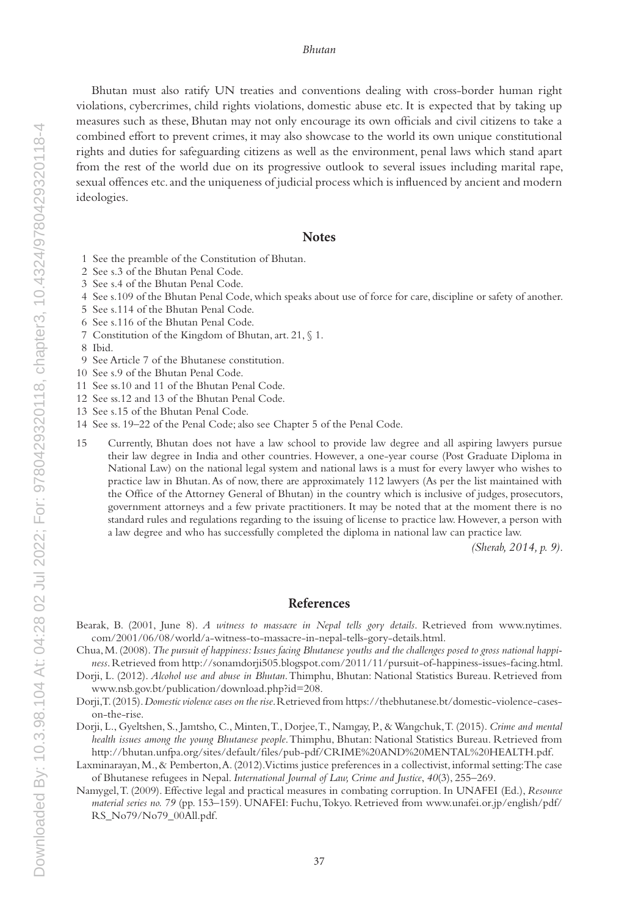Bhutan must also ratify UN treaties and conventions dealing with cross-border human right violations, cybercrimes, child rights violations, domestic abuse etc. It is expected that by taking up measures such as these, Bhutan may not only encourage its own officials and civil citizens to take a combined effort to prevent crimes, it may also showcase to the world its own unique constitutional rights and duties for safeguarding citizens as well as the environment, penal laws which stand apart from the rest of the world due on its progressive outlook to several issues including marital rape, sexual offences etc. and the uniqueness of judicial process which is influenced by ancient and modern ideologies.

## Notes

1 See the preamble of the Constitution of Bhutan.
2 See s.3 of the Bhutan Penal Code.
3 See s.4 of the Bhutan Penal Code.
4 See s.109 of the Bhutan Penal Code, which speaks about use of force for care, discipline or safety of another.
5 See s.114 of the Bhutan Penal Code.
6 See s.116 of the Bhutan Penal Code.
7 Constitution of the Kingdom of Bhutan, art. 21, § 1.
8 Ibid.
9 See Article 7 of the Bhutanese constitution.
10 See s.9 of the Bhutan Penal Code.
11 See ss.10 and 11 of the Bhutan Penal Code.
12 See ss.12 and 13 of the Bhutan Penal Code.
13 See s.15 of the Bhutan Penal Code.
14 See ss. 19–22 of the Penal Code; also see Chapter 5 of the Penal Code.
15 Currently, Bhutan does not have a law school to provide law degree and all aspiring lawyers pursue their law degree in India and other countries. However, a one-year course (Post Graduate Diploma in National Law) on the national legal system and national laws is a must for every lawyer who wishes to practice law in Bhutan. As of now, there are approximately 112 lawyers (As per the list maintained with the Office of the Attorney General of Bhutan) in the country which is inclusive of judges, prosecutors, government attorneys and a few private practitioners. It may be noted that at the moment there is no standard rules and regulations regarding to the issuing of license to practice law. However, a person with a law degree and who has successfully completed the diploma in national law can practice law.

*(Sherab, 2014, p. 9).*

## References

Bearak, B. (2001, June 8). *A witness to massacre in Nepal tells gory details.* Retrieved from www.nytimes.com/2001/06/08/world/a-witness-to-massacre-in-nepal-tells-gory-details.html.

Chua, M. (2008). *The pursuit of happiness: Issues facing Bhutanese youths and the challenges posed to gross national happiness.* Retrieved from http://sonamdorji505.blogspot.com/2011/11/pursuit-of-happiness-issues-facing.html.

Dorji, L. (2012). *Alcohol use and abuse in Bhutan.* Thimphu, Bhutan: National Statistics Bureau. Retrieved from www.nsb.gov.bt/publication/download.php?id=208.

Dorji, T. (2015). *Domestic violence cases on the rise.* Retrieved from https://thebhutanese.bt/domestic-violence-cases-on-the-rise.

Dorji, L., Gyeltshen, S., Jamtsho, C., Minten, T., Dorjee, T., Namgay, P., & Wangchuk, T. (2015). *Crime and mental health issues among the young Bhutanese people.* Thimphu, Bhutan: National Statistics Bureau. Retrieved from http://bhutan.unfpa.org/sites/default/files/pub-pdf/CRIME%20AND%20MENTAL%20HEALTH.pdf.

Laxminarayan, M., & Pemberton, A. (2012). Victims justice preferences in a collectivist, informal setting: The case of Bhutanese refugees in Nepal. *International Journal of Law, Crime and Justice*, *40*(3), 255–269.

Namygel, T. (2009). Effective legal and practical measures in combating corruption. In UNAFEI (Ed.), *Resource material series no. 79* (pp. 153–159). UNAFEI: Fuchu, Tokyo. Retrieved from www.unafei.or.jp/english/pdf/RS_No79/No79_00All.pdf.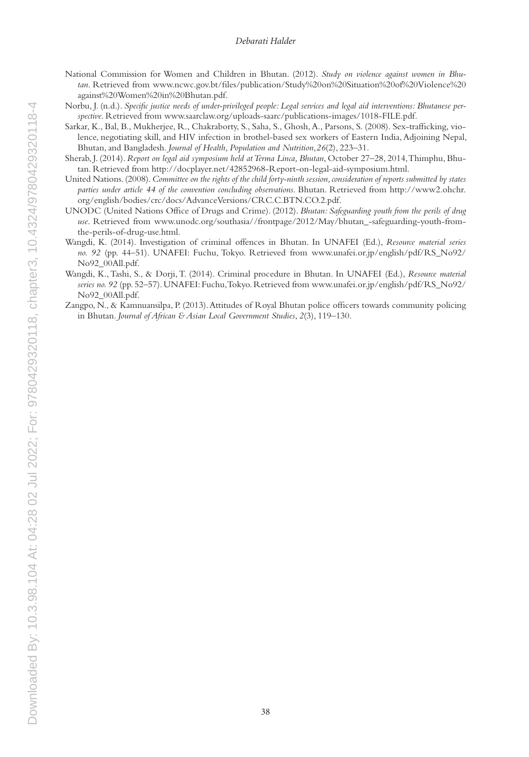National Commission for Women and Children in Bhutan. (2012). *Study on violence against women in Bhutan*. Retrieved from www.ncwc.gov.bt/files/publication/Study%20on%20Situation%20of%20Violence%20against%20Women%20in%20Bhutan.pdf.

Norbu, J. (n.d.). *Specific justice needs of under-privileged people: Legal services and legal aid interventions: Bhutanese perspective*. Retrieved from www.saarclaw.org/uploads-saarc/publications-images/1018-FILE.pdf.

Sarkar, K., Bal, B., Mukherjee, R., Chakraborty, S., Saha, S., Ghosh, A., Parsons, S. (2008). Sex-trafficking, violence, negotiating skill, and HIV infection in brothel-based sex workers of Eastern India, Adjoining Nepal, Bhutan, and Bangladesh. *Journal of Health, Population and Nutrition, 26*(2), 223–31.

Sherab, J. (2014). *Report on legal aid symposium held at Terma Linca, Bhutan*, October 27–28, 2014, Thimphu, Bhutan. Retrieved from http://docplayer.net/42852968-Report-on-legal-aid-symposium.html.

United Nations. (2008). *Committee on the rights of the child forty-ninth session, consideration of reports submitted by states parties under article 44 of the convention concluding observations*. Bhutan. Retrieved from http://www2.ohchr.org/english/bodies/crc/docs/AdvanceVersions/CRC.C.BTN.CO.2.pdf.

UNODC (United Nations Office of Drugs and Crime). (2012). *Bhutan: Safeguarding youth from the perils of drug use*. Retrieved from www.unodc.org/southasia//frontpage/2012/May/bhutan_-safeguarding-youth-from-the-perils-of-drug-use.html.

Wangdi, K. (2014). Investigation of criminal offences in Bhutan. In UNAFEI (Ed.), *Resource material series no. 92* (pp. 44–51). UNAFEI: Fuchu, Tokyo. Retrieved from www.unafei.or.jp/english/pdf/RS_No92/No92_00All.pdf.

Wangdi, K., Tashi, S., & Dorji, T. (2014). Criminal procedure in Bhutan. In UNAFEI (Ed.), *Resource material series no. 92* (pp. 52–57). UNAFEI: Fuchu, Tokyo. Retrieved from www.unafei.or.jp/english/pdf/RS_No92/No92_00All.pdf.

Zangpo, N., & Kamnuansilpa, P. (2013). Attitudes of Royal Bhutan police officers towards community policing in Bhutan. *Journal of African & Asian Local Government Studies*, *2*(3), 119–130.